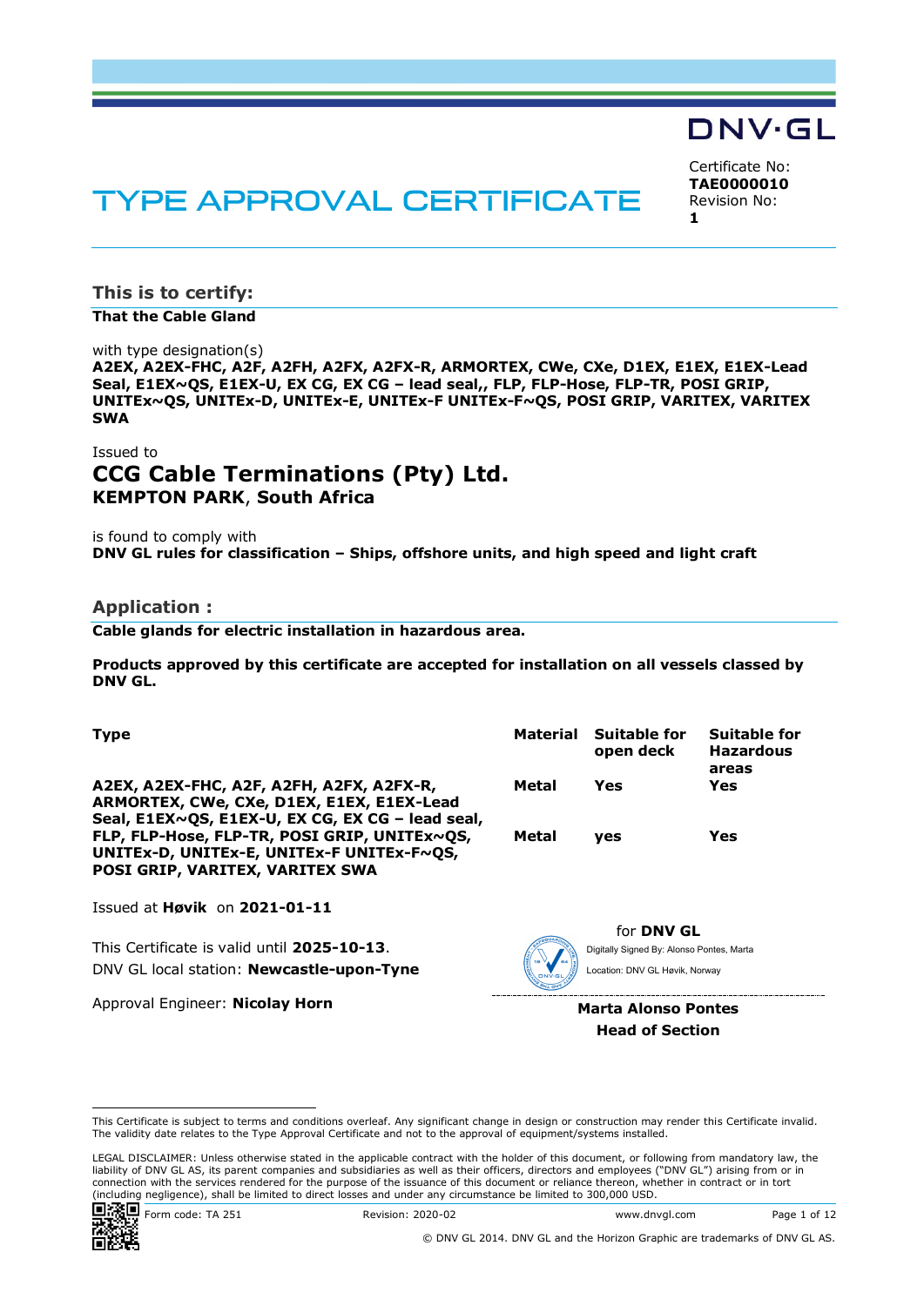DNV·GL

# TYPE APPROVAL CERTIFICATE

Certificate No:
**TAE0000010**
Revision No:
**1**

## This is to certify:

**That the Cable Gland**

with type designation(s)
**A2EX, A2EX-FHC, A2F, A2FH, A2FX, A2FX-R, ARMORTEX, CWe, CXe, D1EX, E1EX, E1EX-Lead Seal, E1EX~QS, E1EX-U, EX CG, EX CG – lead seal,, FLP, FLP-Hose, FLP-TR, POSI GRIP, UNITEx~QS, UNITEx-D, UNITEx-E, UNITEx-F UNITEx-F~QS, POSI GRIP, VARITEX, VARITEX SWA**

Issued to
**CCG Cable Terminations (Pty) Ltd.**
**KEMPTON PARK**, **South Africa**

is found to comply with
**DNV GL rules for classification – Ships, offshore units, and high speed and light craft**

## Application :

**Cable glands for electric installation in hazardous area.**

**Products approved by this certificate are accepted for installation on all vessels classed by DNV GL.**

| Type | Material | Suitable for open deck | Suitable for Hazardous areas |
|---|---|---|---|
| A2EX, A2EX-FHC, A2F, A2FH, A2FX, A2FX-R, ARMORTEX, CWe, CXe, D1EX, E1EX, E1EX-Lead Seal, E1EX~QS, E1EX-U, EX CG, EX CG – lead seal, | Metal | Yes | Yes |
| FLP, FLP-Hose, FLP-TR, POSI GRIP, UNITEx~QS, UNITEx-D, UNITEx-E, UNITEx-F UNITEx-F~QS, POSI GRIP, VARITEX, VARITEX SWA | Metal | yes | Yes |

Issued at **Høvik** on **2021-01-11**

This Certificate is valid until **2025-10-13**.
DNV GL local station: **Newcastle-upon-Tyne**

Approval Engineer: **Nicolay Horn**

for **DNV GL**
Digitally Signed By: Alonso Pontes, Marta
Location: DNV GL Høvik, Norway

**Marta Alonso Pontes**
**Head of Section**

This Certificate is subject to terms and conditions overleaf. Any significant change in design or construction may render this Certificate invalid. The validity date relates to the Type Approval Certificate and not to the approval of equipment/systems installed.

LEGAL DISCLAIMER: Unless otherwise stated in the applicable contract with the holder of this document, or following from mandatory law, the liability of DNV GL AS, its parent companies and subsidiaries as well as their officers, directors and employees ("DNV GL") arising from or in connection with the services rendered for the purpose of the issuance of this document or reliance thereon, whether in contract or in tort (including negligence), shall be limited to direct losses and under any circumstance be limited to 300,000 USD.

Form code: TA 251 Revision: 2020-02 www.dnvgl.com

© DNV GL 2014. DNV GL and the Horizon Graphic are trademarks of DNV GL AS.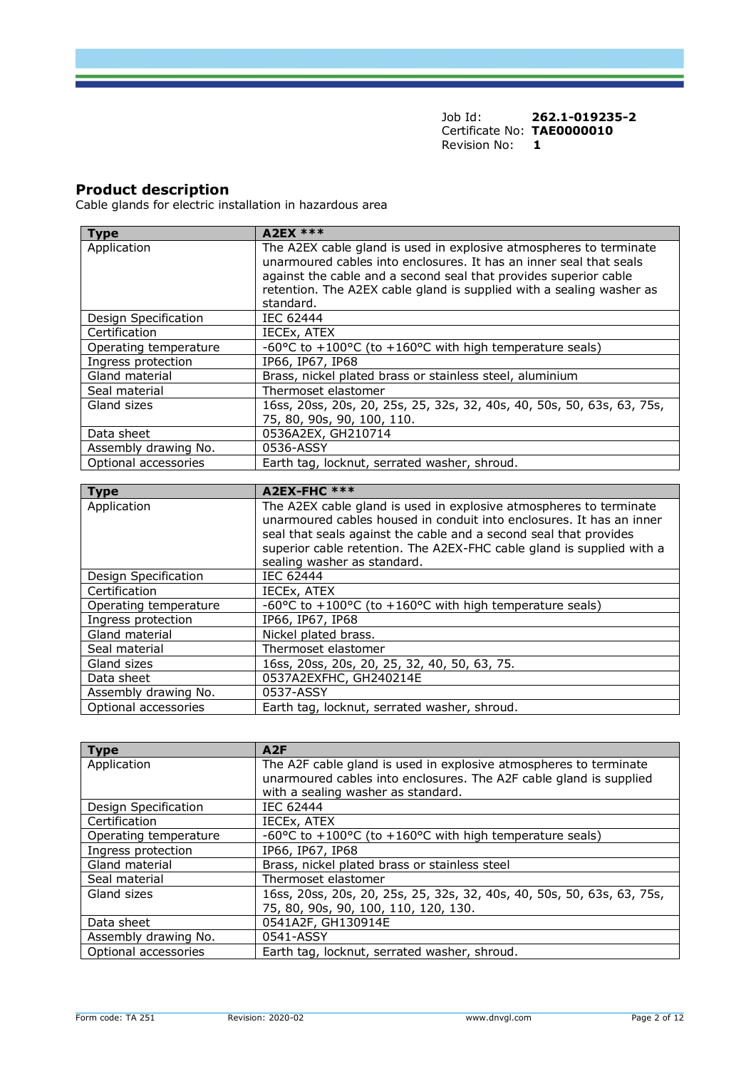Job Id: **262.1-019235-2**
Certificate No: **TAE0000010**
Revision No: **1**

## Product description

Cable glands for electric installation in hazardous area

| Type | A2EX *** |
|---|---|
| Application | The A2EX cable gland is used in explosive atmospheres to terminate unarmoured cables into enclosures. It has an inner seal that seals against the cable and a second seal that provides superior cable retention. The A2EX cable gland is supplied with a sealing washer as standard. |
| Design Specification | IEC 62444 |
| Certification | IECEx, ATEX |
| Operating temperature | -60°C to +100°C (to +160°C with high temperature seals) |
| Ingress protection | IP66, IP67, IP68 |
| Gland material | Brass, nickel plated brass or stainless steel, aluminium |
| Seal material | Thermoset elastomer |
| Gland sizes | 16ss, 20ss, 20s, 20, 25s, 25, 32s, 32, 40s, 40, 50s, 50, 63s, 63, 75s, 75, 80, 90s, 90, 100, 110. |
| Data sheet | 0536A2EX, GH210714 |
| Assembly drawing No. | 0536-ASSY |
| Optional accessories | Earth tag, locknut, serrated washer, shroud. |

| Type | A2EX-FHC *** |
|---|---|
| Application | The A2EX cable gland is used in explosive atmospheres to terminate unarmoured cables housed in conduit into enclosures. It has an inner seal that seals against the cable and a second seal that provides superior cable retention. The A2EX-FHC cable gland is supplied with a sealing washer as standard. |
| Design Specification | IEC 62444 |
| Certification | IECEx, ATEX |
| Operating temperature | -60°C to +100°C (to +160°C with high temperature seals) |
| Ingress protection | IP66, IP67, IP68 |
| Gland material | Nickel plated brass. |
| Seal material | Thermoset elastomer |
| Gland sizes | 16ss, 20ss, 20s, 20, 25, 32, 40, 50, 63, 75. |
| Data sheet | 0537A2EXFHC, GH240214E |
| Assembly drawing No. | 0537-ASSY |
| Optional accessories | Earth tag, locknut, serrated washer, shroud. |

| Type | A2F |
|---|---|
| Application | The A2F cable gland is used in explosive atmospheres to terminate unarmoured cables into enclosures. The A2F cable gland is supplied with a sealing washer as standard. |
| Design Specification | IEC 62444 |
| Certification | IECEx, ATEX |
| Operating temperature | -60°C to +100°C (to +160°C with high temperature seals) |
| Ingress protection | IP66, IP67, IP68 |
| Gland material | Brass, nickel plated brass or stainless steel |
| Seal material | Thermoset elastomer |
| Gland sizes | 16ss, 20ss, 20s, 20, 25s, 25, 32s, 32, 40s, 40, 50s, 50, 63s, 63, 75s, 75, 80, 90s, 90, 100, 110, 120, 130. |
| Data sheet | 0541A2F, GH130914E |
| Assembly drawing No. | 0541-ASSY |
| Optional accessories | Earth tag, locknut, serrated washer, shroud. |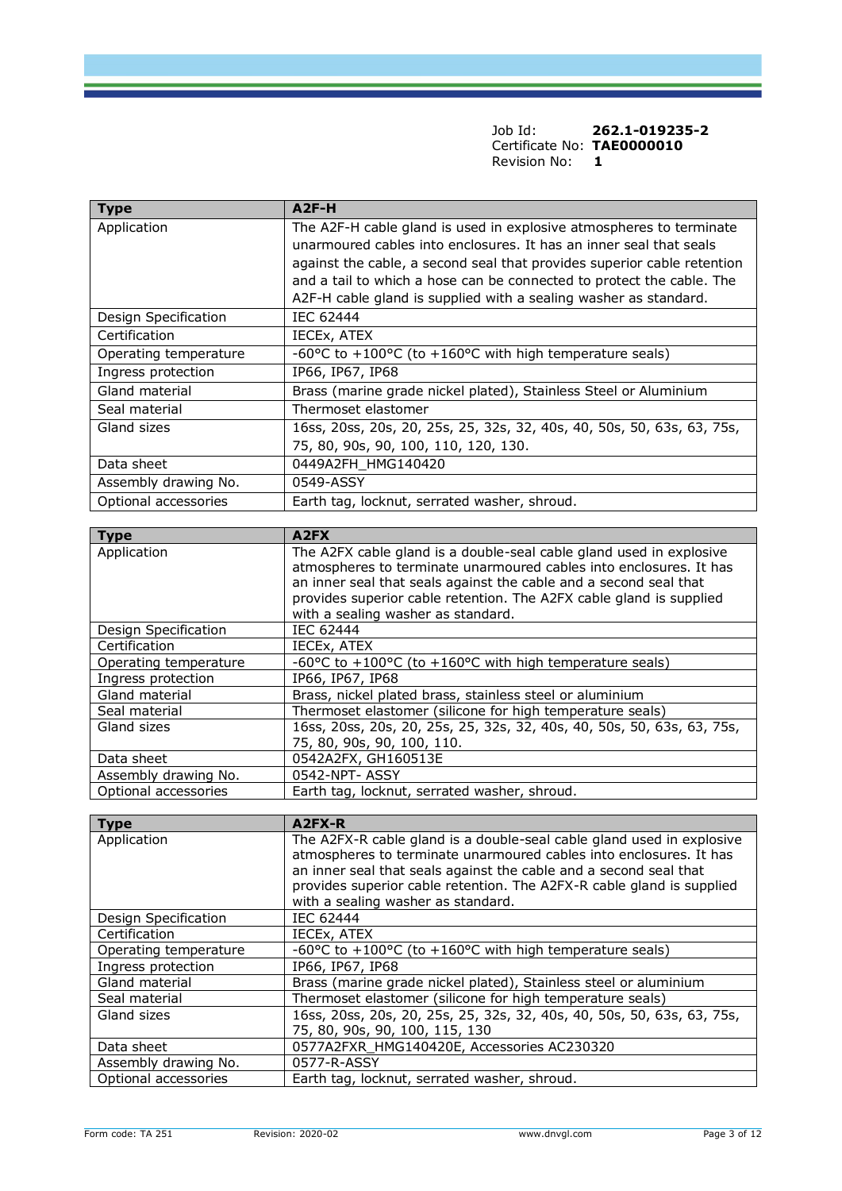Job Id: **262.1-019235-2**
Certificate No: **TAE0000010**
Revision No: **1**

| **Type** | **A2F-H** |
|---|---|
| Application | The A2F-H cable gland is used in explosive atmospheres to terminate unarmoured cables into enclosures. It has an inner seal that seals against the cable, a second seal that provides superior cable retention and a tail to which a hose can be connected to protect the cable. The A2F-H cable gland is supplied with a sealing washer as standard. |
| Design Specification | IEC 62444 |
| Certification | IECEx, ATEX |
| Operating temperature | -60°C to +100°C (to +160°C with high temperature seals) |
| Ingress protection | IP66, IP67, IP68 |
| Gland material | Brass (marine grade nickel plated), Stainless Steel or Aluminium |
| Seal material | Thermoset elastomer |
| Gland sizes | 16ss, 20ss, 20s, 20, 25s, 25, 32s, 32, 40s, 40, 50s, 50, 63s, 63, 75s, 75, 80, 90s, 90, 100, 110, 120, 130. |
| Data sheet | 0449A2FH_HMG140420 |
| Assembly drawing No. | 0549-ASSY |
| Optional accessories | Earth tag, locknut, serrated washer, shroud. |

| **Type** | **A2FX** |
|---|---|
| Application | The A2FX cable gland is a double-seal cable gland used in explosive atmospheres to terminate unarmoured cables into enclosures. It has an inner seal that seals against the cable and a second seal that provides superior cable retention. The A2FX cable gland is supplied with a sealing washer as standard. |
| Design Specification | IEC 62444 |
| Certification | IECEx, ATEX |
| Operating temperature | -60°C to +100°C (to +160°C with high temperature seals) |
| Ingress protection | IP66, IP67, IP68 |
| Gland material | Brass, nickel plated brass, stainless steel or aluminium |
| Seal material | Thermoset elastomer (silicone for high temperature seals) |
| Gland sizes | 16ss, 20ss, 20s, 20, 25s, 25, 32s, 32, 40s, 40, 50s, 50, 63s, 63, 75s, 75, 80, 90s, 90, 100, 110. |
| Data sheet | 0542A2FX, GH160513E |
| Assembly drawing No. | 0542-NPT- ASSY |
| Optional accessories | Earth tag, locknut, serrated washer, shroud. |

| **Type** | **A2FX-R** |
|---|---|
| Application | The A2FX-R cable gland is a double-seal cable gland used in explosive atmospheres to terminate unarmoured cables into enclosures. It has an inner seal that seals against the cable and a second seal that provides superior cable retention. The A2FX-R cable gland is supplied with a sealing washer as standard. |
| Design Specification | IEC 62444 |
| Certification | IECEx, ATEX |
| Operating temperature | -60°C to +100°C (to +160°C with high temperature seals) |
| Ingress protection | IP66, IP67, IP68 |
| Gland material | Brass (marine grade nickel plated), Stainless steel or aluminium |
| Seal material | Thermoset elastomer (silicone for high temperature seals) |
| Gland sizes | 16ss, 20ss, 20s, 20, 25s, 25, 32s, 32, 40s, 40, 50s, 50, 63s, 63, 75s, 75, 80, 90s, 90, 100, 115, 130 |
| Data sheet | 0577A2FXR_HMG140420E, Accessories AC230320 |
| Assembly drawing No. | 0577-R-ASSY |
| Optional accessories | Earth tag, locknut, serrated washer, shroud. |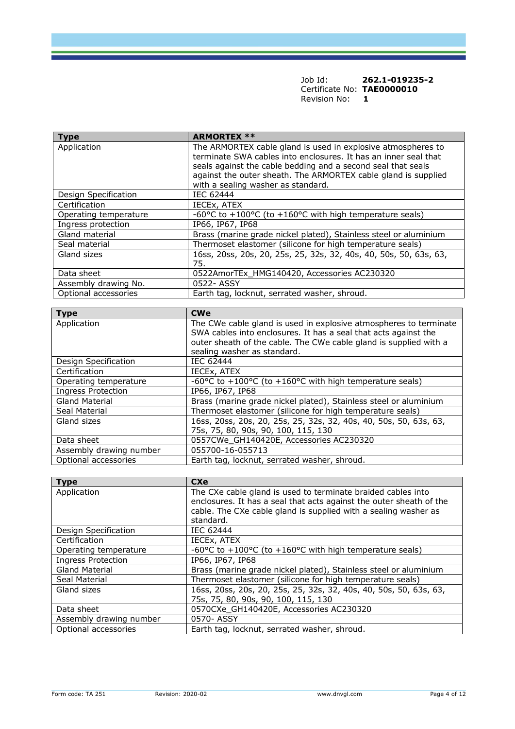Job Id: **262.1-019235-2**
Certificate No: **TAE0000010**
Revision No: **1**

| **Type** | **ARMORTEX \*\*** |
|---|---|
| Application | The ARMORTEX cable gland is used in explosive atmospheres to terminate SWA cables into enclosures. It has an inner seal that seals against the cable bedding and a second seal that seals against the outer sheath. The ARMORTEX cable gland is supplied with a sealing washer as standard. |
| Design Specification | IEC 62444 |
| Certification | IECEx, ATEX |
| Operating temperature | -60°C to +100°C (to +160°C with high temperature seals) |
| Ingress protection | IP66, IP67, IP68 |
| Gland material | Brass (marine grade nickel plated), Stainless steel or aluminium |
| Seal material | Thermoset elastomer (silicone for high temperature seals) |
| Gland sizes | 16ss, 20ss, 20s, 20, 25s, 25, 32s, 32, 40s, 40, 50s, 50, 63s, 63, 75. |
| Data sheet | 0522AmorTEx_HMG140420, Accessories AC230320 |
| Assembly drawing No. | 0522- ASSY |
| Optional accessories | Earth tag, locknut, serrated washer, shroud. |

| **Type** | **CWe** |
|---|---|
| Application | The CWe cable gland is used in explosive atmospheres to terminate SWA cables into enclosures. It has a seal that acts against the outer sheath of the cable. The CWe cable gland is supplied with a sealing washer as standard. |
| Design Specification | IEC 62444 |
| Certification | IECEx, ATEX |
| Operating temperature | -60°C to +100°C (to +160°C with high temperature seals) |
| Ingress Protection | IP66, IP67, IP68 |
| Gland Material | Brass (marine grade nickel plated), Stainless steel or aluminium |
| Seal Material | Thermoset elastomer (silicone for high temperature seals) |
| Gland sizes | 16ss, 20ss, 20s, 20, 25s, 25, 32s, 32, 40s, 40, 50s, 50, 63s, 63, 75s, 75, 80, 90s, 90, 100, 115, 130 |
| Data sheet | 0557CWe_GH140420E, Accessories AC230320 |
| Assembly drawing number | 055700-16-055713 |
| Optional accessories | Earth tag, locknut, serrated washer, shroud. |

| **Type** | **CXe** |
|---|---|
| Application | The CXe cable gland is used to terminate braided cables into enclosures. It has a seal that acts against the outer sheath of the cable. The CXe cable gland is supplied with a sealing washer as standard. |
| Design Specification | IEC 62444 |
| Certification | IECEx, ATEX |
| Operating temperature | -60°C to +100°C (to +160°C with high temperature seals) |
| Ingress Protection | IP66, IP67, IP68 |
| Gland Material | Brass (marine grade nickel plated), Stainless steel or aluminium |
| Seal Material | Thermoset elastomer (silicone for high temperature seals) |
| Gland sizes | 16ss, 20ss, 20s, 20, 25s, 25, 32s, 32, 40s, 40, 50s, 50, 63s, 63, 75s, 75, 80, 90s, 90, 100, 115, 130 |
| Data sheet | 0570CXe_GH140420E, Accessories AC230320 |
| Assembly drawing number | 0570- ASSY |
| Optional accessories | Earth tag, locknut, serrated washer, shroud. |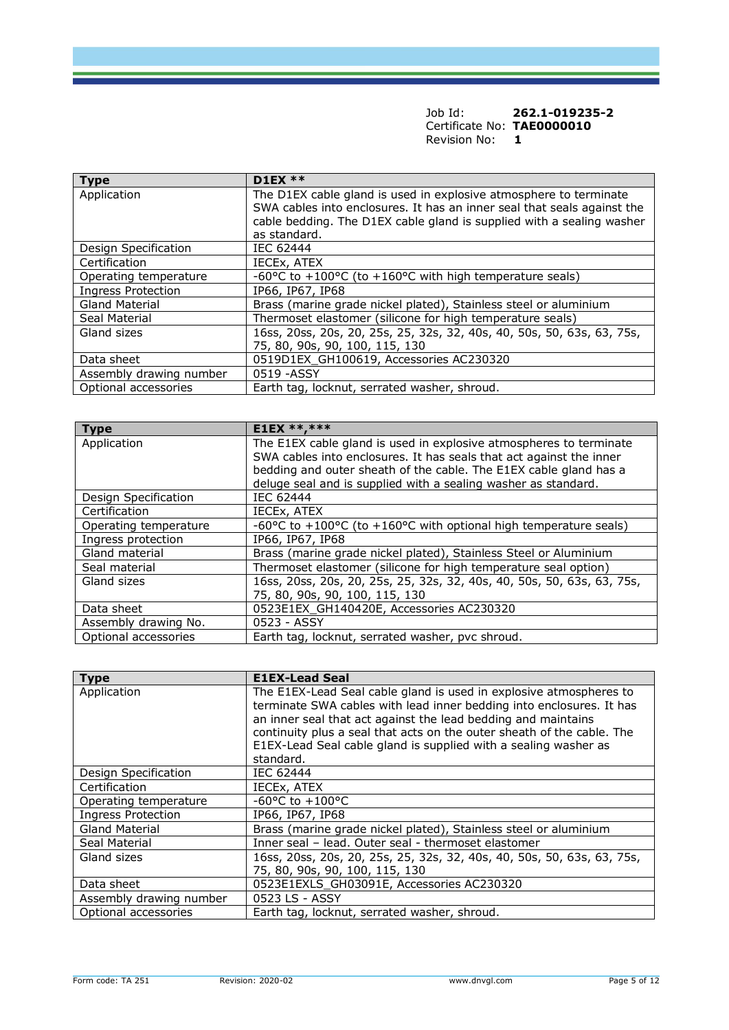Job Id: **262.1-019235-2**
Certificate No: **TAE0000010**
Revision No: **1**

| **Type** | **D1EX \*\*** |
|---|---|
| Application | The D1EX cable gland is used in explosive atmosphere to terminate SWA cables into enclosures. It has an inner seal that seals against the cable bedding. The D1EX cable gland is supplied with a sealing washer as standard. |
| Design Specification | IEC 62444 |
| Certification | IECEx, ATEX |
| Operating temperature | -60°C to +100°C (to +160°C with high temperature seals) |
| Ingress Protection | IP66, IP67, IP68 |
| Gland Material | Brass (marine grade nickel plated), Stainless steel or aluminium |
| Seal Material | Thermoset elastomer (silicone for high temperature seals) |
| Gland sizes | 16ss, 20ss, 20s, 20, 25s, 25, 32s, 32, 40s, 40, 50s, 50, 63s, 63, 75s, 75, 80, 90s, 90, 100, 115, 130 |
| Data sheet | 0519D1EX_GH100619, Accessories AC230320 |
| Assembly drawing number | 0519 -ASSY |
| Optional accessories | Earth tag, locknut, serrated washer, shroud. |

| **Type** | **E1EX \*\*,\*\*\*** |
|---|---|
| Application | The E1EX cable gland is used in explosive atmospheres to terminate SWA cables into enclosures. It has seals that act against the inner bedding and outer sheath of the cable. The E1EX cable gland has a deluge seal and is supplied with a sealing washer as standard. |
| Design Specification | IEC 62444 |
| Certification | IECEx, ATEX |
| Operating temperature | -60°C to +100°C (to +160°C with optional high temperature seals) |
| Ingress protection | IP66, IP67, IP68 |
| Gland material | Brass (marine grade nickel plated), Stainless Steel or Aluminium |
| Seal material | Thermoset elastomer (silicone for high temperature seal option) |
| Gland sizes | 16ss, 20ss, 20s, 20, 25s, 25, 32s, 32, 40s, 40, 50s, 50, 63s, 63, 75s, 75, 80, 90s, 90, 100, 115, 130 |
| Data sheet | 0523E1EX_GH140420E, Accessories AC230320 |
| Assembly drawing No. | 0523 - ASSY |
| Optional accessories | Earth tag, locknut, serrated washer, pvc shroud. |

| **Type** | **E1EX-Lead Seal** |
|---|---|
| Application | The E1EX-Lead Seal cable gland is used in explosive atmospheres to terminate SWA cables with lead inner bedding into enclosures. It has an inner seal that act against the lead bedding and maintains continuity plus a seal that acts on the outer sheath of the cable. The E1EX-Lead Seal cable gland is supplied with a sealing washer as standard. |
| Design Specification | IEC 62444 |
| Certification | IECEx, ATEX |
| Operating temperature | -60°C to +100°C |
| Ingress Protection | IP66, IP67, IP68 |
| Gland Material | Brass (marine grade nickel plated), Stainless steel or aluminium |
| Seal Material | Inner seal – lead. Outer seal - thermoset elastomer |
| Gland sizes | 16ss, 20ss, 20s, 20, 25s, 25, 32s, 32, 40s, 40, 50s, 50, 63s, 63, 75s, 75, 80, 90s, 90, 100, 115, 130 |
| Data sheet | 0523E1EXLS_GH03091E, Accessories AC230320 |
| Assembly drawing number | 0523 LS - ASSY |
| Optional accessories | Earth tag, locknut, serrated washer, shroud. |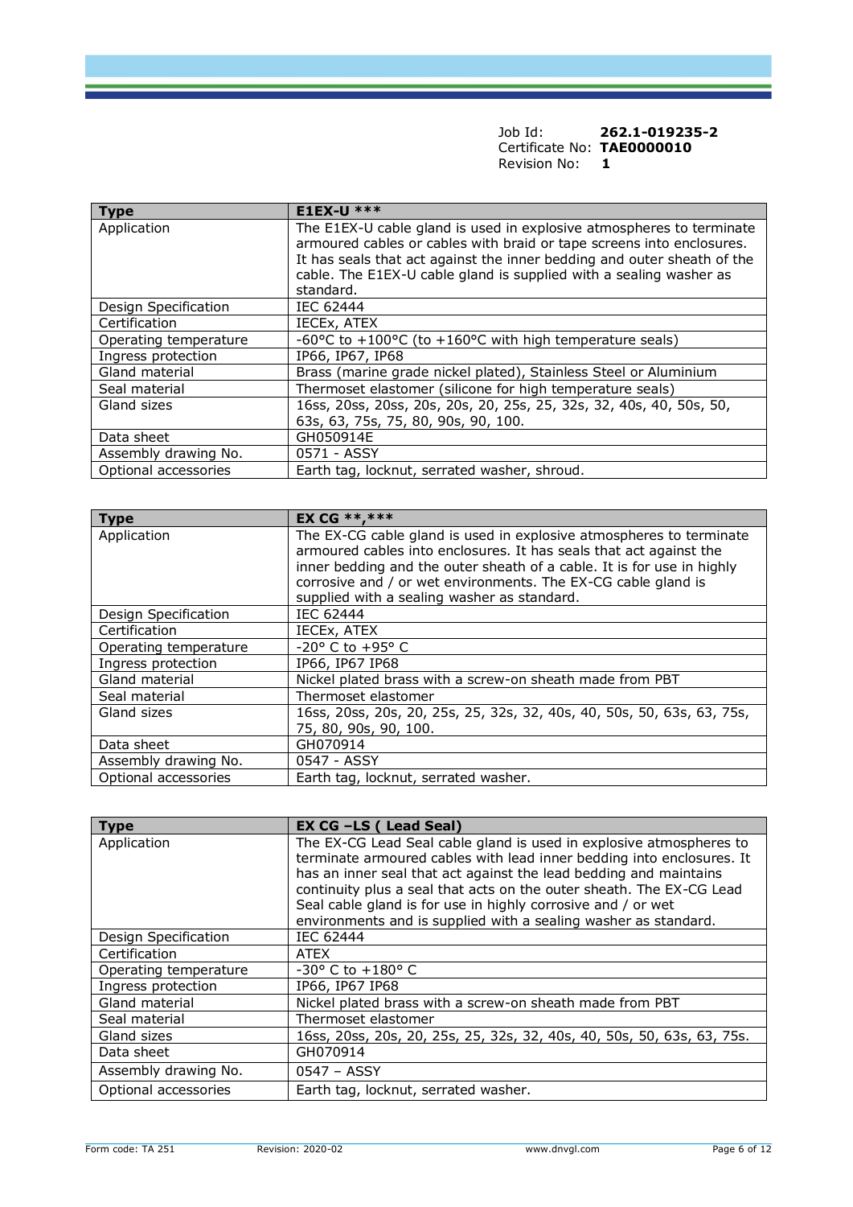Job Id: **262.1-019235-2**
Certificate No: **TAE0000010**
Revision No: **1**

| Type | E1EX-U *** |
|---|---|
| Application | The E1EX-U cable gland is used in explosive atmospheres to terminate armoured cables or cables with braid or tape screens into enclosures. It has seals that act against the inner bedding and outer sheath of the cable. The E1EX-U cable gland is supplied with a sealing washer as standard. |
| Design Specification | IEC 62444 |
| Certification | IECEx, ATEX |
| Operating temperature | -60°C to +100°C (to +160°C with high temperature seals) |
| Ingress protection | IP66, IP67, IP68 |
| Gland material | Brass (marine grade nickel plated), Stainless Steel or Aluminium |
| Seal material | Thermoset elastomer (silicone for high temperature seals) |
| Gland sizes | 16ss, 20ss, 20ss, 20s, 20s, 20, 25s, 25, 32s, 32, 40s, 40, 50s, 50, 63s, 63, 75s, 75, 80, 90s, 90, 100. |
| Data sheet | GH050914E |
| Assembly drawing No. | 0571 - ASSY |
| Optional accessories | Earth tag, locknut, serrated washer, shroud. |

| Type | EX CG **,*** |
|---|---|
| Application | The EX-CG cable gland is used in explosive atmospheres to terminate armoured cables into enclosures. It has seals that act against the inner bedding and the outer sheath of a cable. It is for use in highly corrosive and / or wet environments. The EX-CG cable gland is supplied with a sealing washer as standard. |
| Design Specification | IEC 62444 |
| Certification | IECEx, ATEX |
| Operating temperature | -20° C to +95° C |
| Ingress protection | IP66, IP67 IP68 |
| Gland material | Nickel plated brass with a screw-on sheath made from PBT |
| Seal material | Thermoset elastomer |
| Gland sizes | 16ss, 20ss, 20s, 20, 25s, 25, 32s, 32, 40s, 40, 50s, 50, 63s, 63, 75s, 75, 80, 90s, 90, 100. |
| Data sheet | GH070914 |
| Assembly drawing No. | 0547 - ASSY |
| Optional accessories | Earth tag, locknut, serrated washer. |

| Type | EX CG –LS ( Lead Seal) |
|---|---|
| Application | The EX-CG Lead Seal cable gland is used in explosive atmospheres to terminate armoured cables with lead inner bedding into enclosures. It has an inner seal that act against the lead bedding and maintains continuity plus a seal that acts on the outer sheath. The EX-CG Lead Seal cable gland is for use in highly corrosive and / or wet environments and is supplied with a sealing washer as standard. |
| Design Specification | IEC 62444 |
| Certification | ATEX |
| Operating temperature | -30° C to +180° C |
| Ingress protection | IP66, IP67 IP68 |
| Gland material | Nickel plated brass with a screw-on sheath made from PBT |
| Seal material | Thermoset elastomer |
| Gland sizes | 16ss, 20ss, 20s, 20, 25s, 25, 32s, 32, 40s, 40, 50s, 50, 63s, 63, 75s. |
| Data sheet | GH070914 |
| Assembly drawing No. | 0547 – ASSY |
| Optional accessories | Earth tag, locknut, serrated washer. |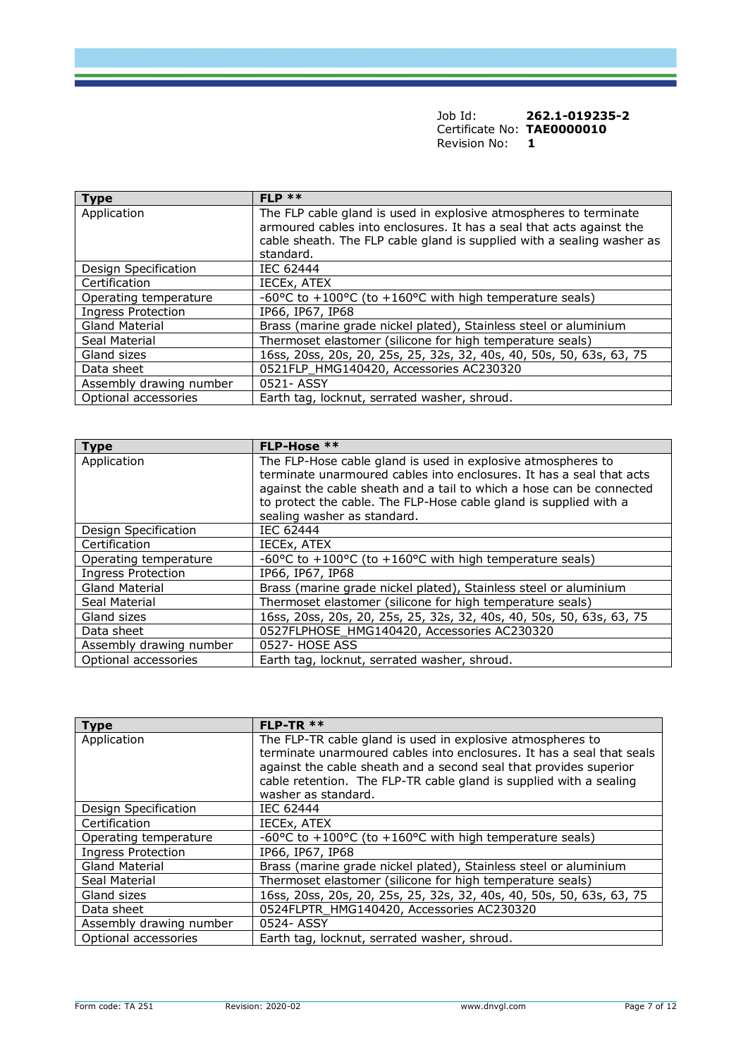Job Id: **262.1-019235-2**
Certificate No: **TAE0000010**
Revision No: **1**

| Type | FLP ** |
|---|---|
| Application | The FLP cable gland is used in explosive atmospheres to terminate armoured cables into enclosures. It has a seal that acts against the cable sheath. The FLP cable gland is supplied with a sealing washer as standard. |
| Design Specification | IEC 62444 |
| Certification | IECEx, ATEX |
| Operating temperature | -60°C to +100°C (to +160°C with high temperature seals) |
| Ingress Protection | IP66, IP67, IP68 |
| Gland Material | Brass (marine grade nickel plated), Stainless steel or aluminium |
| Seal Material | Thermoset elastomer (silicone for high temperature seals) |
| Gland sizes | 16ss, 20ss, 20s, 20, 25s, 25, 32s, 32, 40s, 40, 50s, 50, 63s, 63, 75 |
| Data sheet | 0521FLP_HMG140420, Accessories AC230320 |
| Assembly drawing number | 0521- ASSY |
| Optional accessories | Earth tag, locknut, serrated washer, shroud. |

| Type | FLP-Hose ** |
|---|---|
| Application | The FLP-Hose cable gland is used in explosive atmospheres to terminate unarmoured cables into enclosures. It has a seal that acts against the cable sheath and a tail to which a hose can be connected to protect the cable. The FLP-Hose cable gland is supplied with a sealing washer as standard. |
| Design Specification | IEC 62444 |
| Certification | IECEx, ATEX |
| Operating temperature | -60°C to +100°C (to +160°C with high temperature seals) |
| Ingress Protection | IP66, IP67, IP68 |
| Gland Material | Brass (marine grade nickel plated), Stainless steel or aluminium |
| Seal Material | Thermoset elastomer (silicone for high temperature seals) |
| Gland sizes | 16ss, 20ss, 20s, 20, 25s, 25, 32s, 32, 40s, 40, 50s, 50, 63s, 63, 75 |
| Data sheet | 0527FLPHOSE_HMG140420, Accessories AC230320 |
| Assembly drawing number | 0527- HOSE ASS |
| Optional accessories | Earth tag, locknut, serrated washer, shroud. |

| Type | FLP-TR ** |
|---|---|
| Application | The FLP-TR cable gland is used in explosive atmospheres to terminate unarmoured cables into enclosures. It has a seal that seals against the cable sheath and a second seal that provides superior cable retention. The FLP-TR cable gland is supplied with a sealing washer as standard. |
| Design Specification | IEC 62444 |
| Certification | IECEx, ATEX |
| Operating temperature | -60°C to +100°C (to +160°C with high temperature seals) |
| Ingress Protection | IP66, IP67, IP68 |
| Gland Material | Brass (marine grade nickel plated), Stainless steel or aluminium |
| Seal Material | Thermoset elastomer (silicone for high temperature seals) |
| Gland sizes | 16ss, 20ss, 20s, 20, 25s, 25, 32s, 32, 40s, 40, 50s, 50, 63s, 63, 75 |
| Data sheet | 0524FLPTR_HMG140420, Accessories AC230320 |
| Assembly drawing number | 0524- ASSY |
| Optional accessories | Earth tag, locknut, serrated washer, shroud. |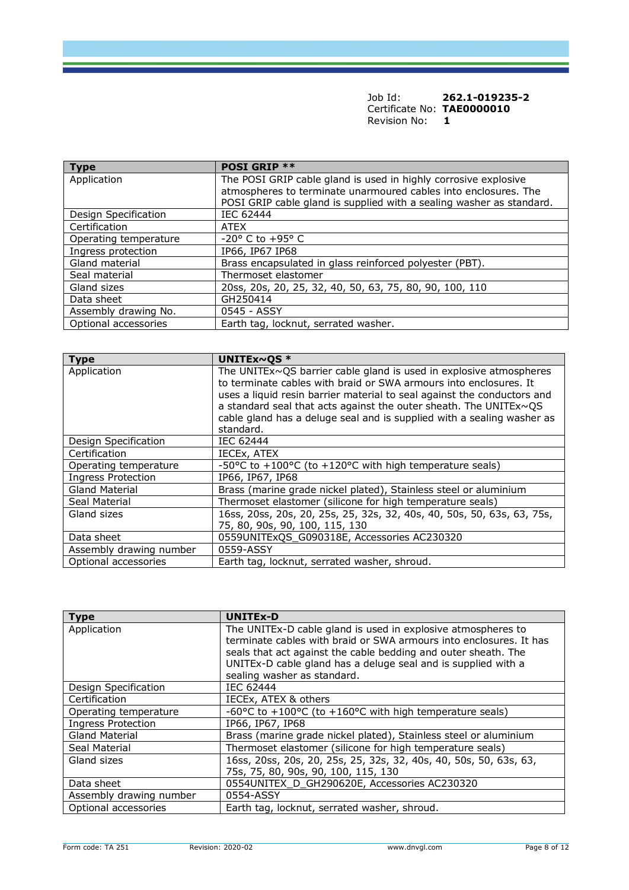Job Id: **262.1-019235-2**
Certificate No: **TAE0000010**
Revision No: **1**

| Type | POSI GRIP ** |
|---|---|
| Application | The POSI GRIP cable gland is used in highly corrosive explosive atmospheres to terminate unarmoured cables into enclosures. The POSI GRIP cable gland is supplied with a sealing washer as standard. |
| Design Specification | IEC 62444 |
| Certification | ATEX |
| Operating temperature | -20° C to +95° C |
| Ingress protection | IP66, IP67 IP68 |
| Gland material | Brass encapsulated in glass reinforced polyester (PBT). |
| Seal material | Thermoset elastomer |
| Gland sizes | 20ss, 20s, 20, 25, 32, 40, 50, 63, 75, 80, 90, 100, 110 |
| Data sheet | GH250414 |
| Assembly drawing No. | 0545 - ASSY |
| Optional accessories | Earth tag, locknut, serrated washer. |

| Type | UNITEx~QS * |
|---|---|
| Application | The UNITEx~QS barrier cable gland is used in explosive atmospheres to terminate cables with braid or SWA armours into enclosures. It uses a liquid resin barrier material to seal against the conductors and a standard seal that acts against the outer sheath. The UNITEx~QS cable gland has a deluge seal and is supplied with a sealing washer as standard. |
| Design Specification | IEC 62444 |
| Certification | IECEx, ATEX |
| Operating temperature | -50°C to +100°C (to +120°C with high temperature seals) |
| Ingress Protection | IP66, IP67, IP68 |
| Gland Material | Brass (marine grade nickel plated), Stainless steel or aluminium |
| Seal Material | Thermoset elastomer (silicone for high temperature seals) |
| Gland sizes | 16ss, 20ss, 20s, 20, 25s, 25, 32s, 32, 40s, 40, 50s, 50, 63s, 63, 75s, 75, 80, 90s, 90, 100, 115, 130 |
| Data sheet | 0559UNITExQS_G090318E, Accessories AC230320 |
| Assembly drawing number | 0559-ASSY |
| Optional accessories | Earth tag, locknut, serrated washer, shroud. |

| Type | UNITEx-D |
|---|---|
| Application | The UNITEx-D cable gland is used in explosive atmospheres to terminate cables with braid or SWA armours into enclosures. It has seals that act against the cable bedding and outer sheath. The UNITEx-D cable gland has a deluge seal and is supplied with a sealing washer as standard. |
| Design Specification | IEC 62444 |
| Certification | IECEx, ATEX & others |
| Operating temperature | -60°C to +100°C (to +160°C with high temperature seals) |
| Ingress Protection | IP66, IP67, IP68 |
| Gland Material | Brass (marine grade nickel plated), Stainless steel or aluminium |
| Seal Material | Thermoset elastomer (silicone for high temperature seals) |
| Gland sizes | 16ss, 20ss, 20s, 20, 25s, 25, 32s, 32, 40s, 40, 50s, 50, 63s, 63, 75s, 75, 80, 90s, 90, 100, 115, 130 |
| Data sheet | 0554UNITEX_D_GH290620E, Accessories AC230320 |
| Assembly drawing number | 0554-ASSY |
| Optional accessories | Earth tag, locknut, serrated washer, shroud. |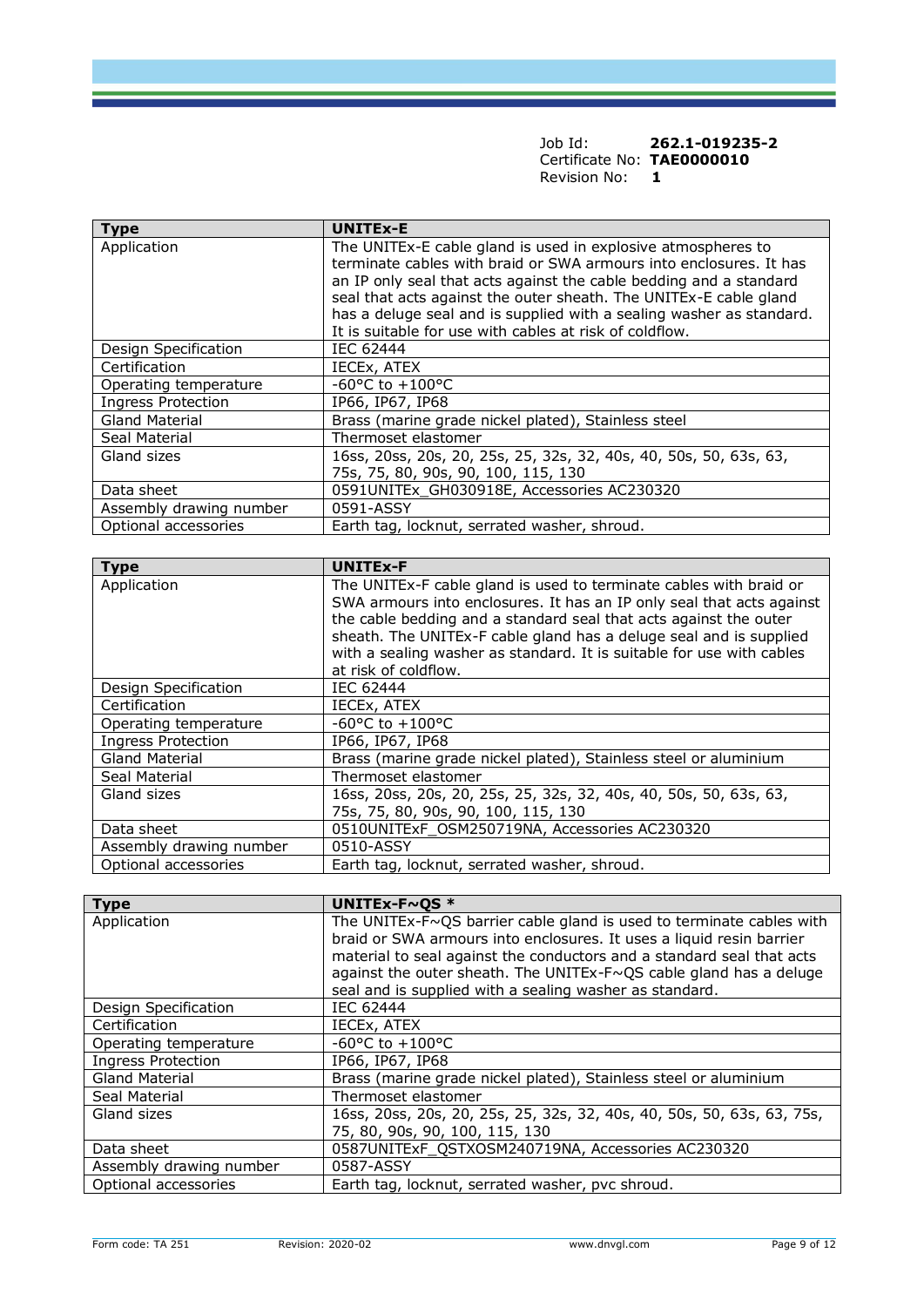Job Id: **262.1-019235-2**
Certificate No: **TAE0000010**
Revision No: **1**

| Type | UNITEx-E |
|---|---|
| Application | The UNITEx-E cable gland is used in explosive atmospheres to terminate cables with braid or SWA armours into enclosures. It has an IP only seal that acts against the cable bedding and a standard seal that acts against the outer sheath. The UNITEx-E cable gland has a deluge seal and is supplied with a sealing washer as standard. It is suitable for use with cables at risk of coldflow. |
| Design Specification | IEC 62444 |
| Certification | IECEx, ATEX |
| Operating temperature | -60°C to +100°C |
| Ingress Protection | IP66, IP67, IP68 |
| Gland Material | Brass (marine grade nickel plated), Stainless steel |
| Seal Material | Thermoset elastomer |
| Gland sizes | 16ss, 20ss, 20s, 20, 25s, 25, 32s, 32, 40s, 40, 50s, 50, 63s, 63, 75s, 75, 80, 90s, 90, 100, 115, 130 |
| Data sheet | 0591UNITEx_GH030918E, Accessories AC230320 |
| Assembly drawing number | 0591-ASSY |
| Optional accessories | Earth tag, locknut, serrated washer, shroud. |

| Type | UNITEx-F |
|---|---|
| Application | The UNITEx-F cable gland is used to terminate cables with braid or SWA armours into enclosures. It has an IP only seal that acts against the cable bedding and a standard seal that acts against the outer sheath. The UNITEx-F cable gland has a deluge seal and is supplied with a sealing washer as standard. It is suitable for use with cables at risk of coldflow. |
| Design Specification | IEC 62444 |
| Certification | IECEx, ATEX |
| Operating temperature | -60°C to +100°C |
| Ingress Protection | IP66, IP67, IP68 |
| Gland Material | Brass (marine grade nickel plated), Stainless steel or aluminium |
| Seal Material | Thermoset elastomer |
| Gland sizes | 16ss, 20ss, 20s, 20, 25s, 25, 32s, 32, 40s, 40, 50s, 50, 63s, 63, 75s, 75, 80, 90s, 90, 100, 115, 130 |
| Data sheet | 0510UNITExF_OSM250719NA, Accessories AC230320 |
| Assembly drawing number | 0510-ASSY |
| Optional accessories | Earth tag, locknut, serrated washer, shroud. |

| Type | UNITEx-F~QS * |
|---|---|
| Application | The UNITEx-F~QS barrier cable gland is used to terminate cables with braid or SWA armours into enclosures. It uses a liquid resin barrier material to seal against the conductors and a standard seal that acts against the outer sheath. The UNITEx-F~QS cable gland has a deluge seal and is supplied with a sealing washer as standard. |
| Design Specification | IEC 62444 |
| Certification | IECEx, ATEX |
| Operating temperature | -60°C to +100°C |
| Ingress Protection | IP66, IP67, IP68 |
| Gland Material | Brass (marine grade nickel plated), Stainless steel or aluminium |
| Seal Material | Thermoset elastomer |
| Gland sizes | 16ss, 20ss, 20s, 20, 25s, 25, 32s, 32, 40s, 40, 50s, 50, 63s, 63, 75s, 75, 80, 90s, 90, 100, 115, 130 |
| Data sheet | 0587UNITExF_QSTXOSM240719NA, Accessories AC230320 |
| Assembly drawing number | 0587-ASSY |
| Optional accessories | Earth tag, locknut, serrated washer, pvc shroud. |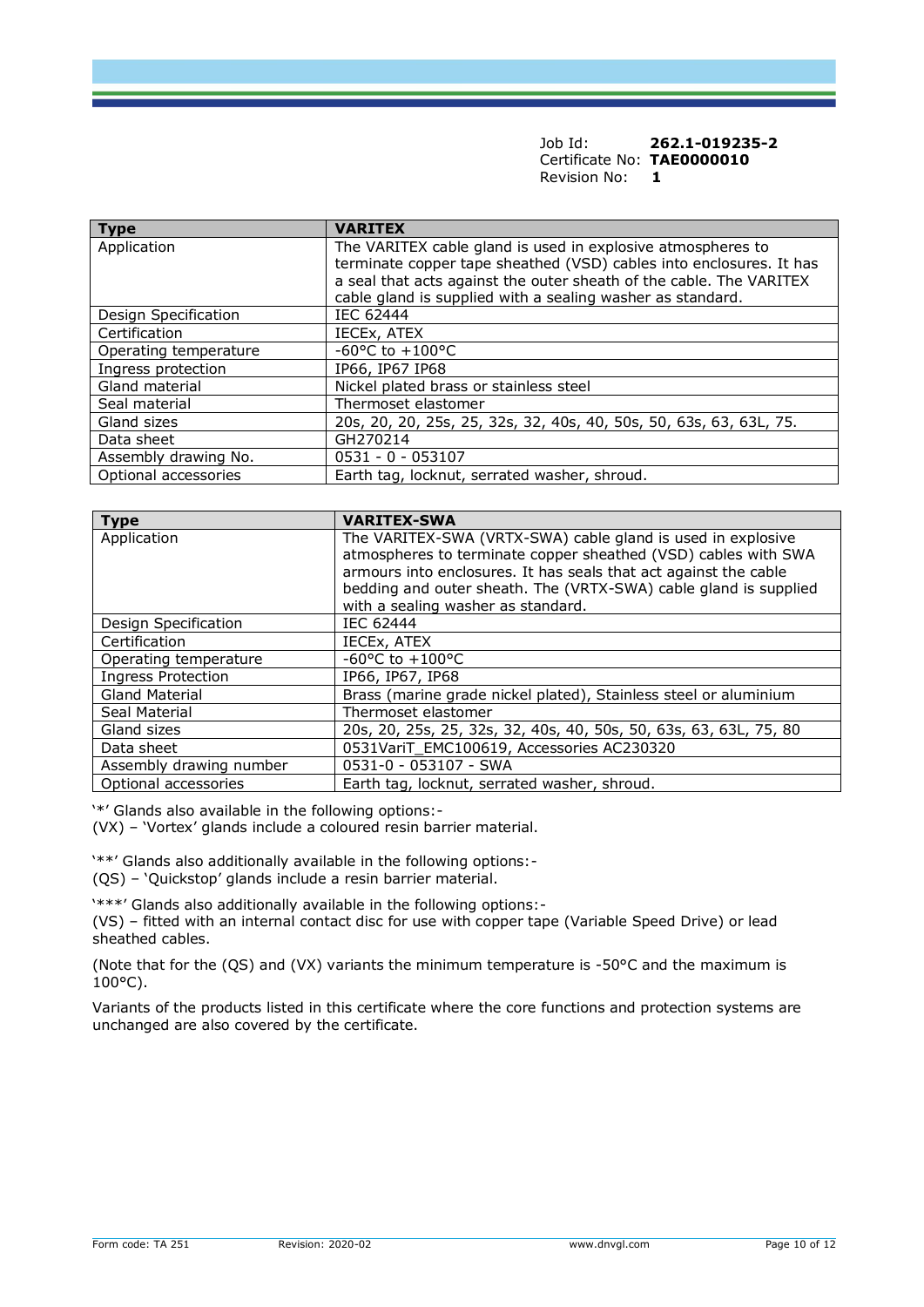Job Id: **262.1-019235-2**
Certificate No: **TAE0000010**
Revision No: **1**

| Type | VARITEX |
|---|---|
| Application | The VARITEX cable gland is used in explosive atmospheres to terminate copper tape sheathed (VSD) cables into enclosures. It has a seal that acts against the outer sheath of the cable. The VARITEX cable gland is supplied with a sealing washer as standard. |
| Design Specification | IEC 62444 |
| Certification | IECEx, ATEX |
| Operating temperature | -60°C to +100°C |
| Ingress protection | IP66, IP67 IP68 |
| Gland material | Nickel plated brass or stainless steel |
| Seal material | Thermoset elastomer |
| Gland sizes | 20s, 20, 20, 25s, 25, 32s, 32, 40s, 40, 50s, 50, 63s, 63, 63L, 75. |
| Data sheet | GH270214 |
| Assembly drawing No. | 0531 - 0 - 053107 |
| Optional accessories | Earth tag, locknut, serrated washer, shroud. |

| Type | VARITEX-SWA |
|---|---|
| Application | The VARITEX-SWA (VRTX-SWA) cable gland is used in explosive atmospheres to terminate copper sheathed (VSD) cables with SWA armours into enclosures. It has seals that act against the cable bedding and outer sheath. The (VRTX-SWA) cable gland is supplied with a sealing washer as standard. |
| Design Specification | IEC 62444 |
| Certification | IECEx, ATEX |
| Operating temperature | -60°C to +100°C |
| Ingress Protection | IP66, IP67, IP68 |
| Gland Material | Brass (marine grade nickel plated), Stainless steel or aluminium |
| Seal Material | Thermoset elastomer |
| Gland sizes | 20s, 20, 25s, 25, 32s, 32, 40s, 40, 50s, 50, 63s, 63, 63L, 75, 80 |
| Data sheet | 0531VariT_EMC100619, Accessories AC230320 |
| Assembly drawing number | 0531-0 - 053107 - SWA |
| Optional accessories | Earth tag, locknut, serrated washer, shroud. |

'*' Glands also available in the following options:-
(VX) – 'Vortex' glands include a coloured resin barrier material.

'**' Glands also additionally available in the following options:-
(QS) – 'Quickstop' glands include a resin barrier material.

'***' Glands also additionally available in the following options:-
(VS) – fitted with an internal contact disc for use with copper tape (Variable Speed Drive) or lead sheathed cables.

(Note that for the (QS) and (VX) variants the minimum temperature is -50°C and the maximum is 100°C).

Variants of the products listed in this certificate where the core functions and protection systems are unchanged are also covered by the certificate.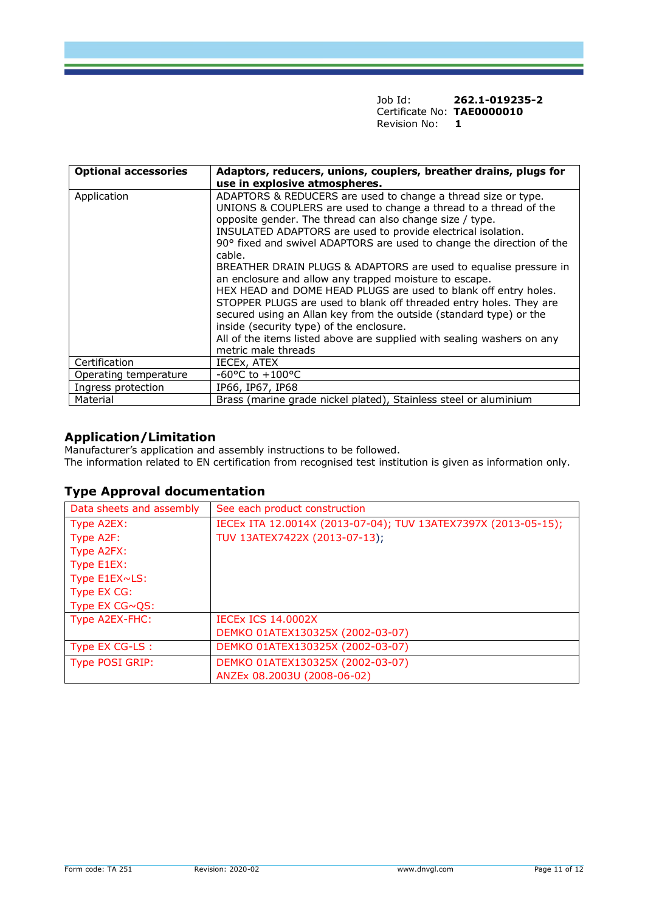Job Id: **262.1-019235-2**
Certificate No: **TAE0000010**
Revision No: **1**

| **Optional accessories** | **Adaptors, reducers, unions, couplers, breather drains, plugs for use in explosive atmospheres.** |
|---|---|
| Application | ADAPTORS & REDUCERS are used to change a thread size or type.<br>UNIONS & COUPLERS are used to change a thread to a thread of the opposite gender. The thread can also change size / type.<br>INSULATED ADAPTORS are used to provide electrical isolation.<br>90° fixed and swivel ADAPTORS are used to change the direction of the cable.<br>BREATHER DRAIN PLUGS & ADAPTORS are used to equalise pressure in an enclosure and allow any trapped moisture to escape.<br>HEX HEAD and DOME HEAD PLUGS are used to blank off entry holes.<br>STOPPER PLUGS are used to blank off threaded entry holes. They are secured using an Allan key from the outside (standard type) or the inside (security type) of the enclosure.<br>All of the items listed above are supplied with sealing washers on any metric male threads |
| Certification | IECEx, ATEX |
| Operating temperature | -60°C to +100°C |
| Ingress protection | IP66, IP67, IP68 |
| Material | Brass (marine grade nickel plated), Stainless steel or aluminium |

## Application/Limitation

Manufacturer's application and assembly instructions to be followed.
The information related to EN certification from recognised test institution is given as information only.

## Type Approval documentation

| Data sheets and assembly | See each product construction |
|---|---|
| Type A2EX:<br>Type A2F:<br>Type A2FX:<br>Type E1EX:<br>Type E1EX~LS:<br>Type EX CG:<br>Type EX CG~QS: | IECEx ITA 12.0014X (2013-07-04); TUV 13ATEX7397X (2013-05-15);<br>TUV 13ATEX7422X (2013-07-13); |
| Type A2EX-FHC: | IECEx ICS 14.0002X<br>DEMKO 01ATEX130325X (2002-03-07) |
| Type EX CG-LS : | DEMKO 01ATEX130325X (2002-03-07) |
| Type POSI GRIP: | DEMKO 01ATEX130325X (2002-03-07)<br>ANZEx 08.2003U (2008-06-02) |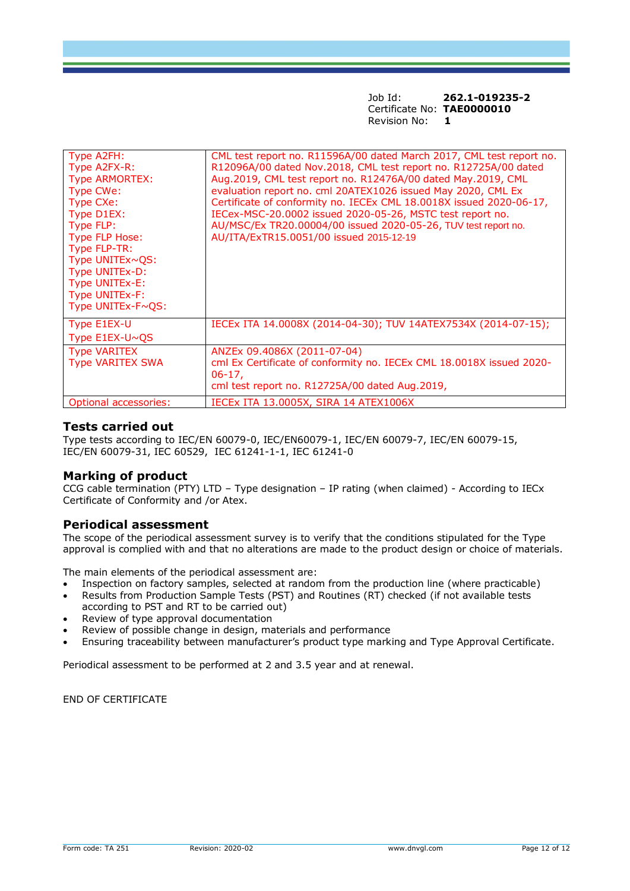Job Id: **262.1-019235-2**
Certificate No: **TAE0000010**
Revision No: **1**

| | |
|---|---|
| Type A2FH:<br>Type A2FX-R:<br>Type ARMORTEX:<br>Type CWe:<br>Type CXe:<br>Type D1EX:<br>Type FLP:<br>Type FLP Hose:<br>Type FLP-TR:<br>Type UNITEx~QS:<br>Type UNITEx-D:<br>Type UNITEx-E:<br>Type UNITEx-F:<br>Type UNITEx-F~QS: | CML test report no. R11596A/00 dated March 2017, CML test report no. R12096A/00 dated Nov.2018, CML test report no. R12725A/00 dated Aug.2019, CML test report no. R12476A/00 dated May.2019, CML evaluation report no. cml 20ATEX1026 issued May 2020, CML Ex Certificate of conformity no. IECEx CML 18.0018X issued 2020-06-17, IECex-MSC-20.0002 issued 2020-05-26, MSTC test report no. AU/MSC/Ex TR20.00004/00 issued 2020-05-26, TUV test report no. AU/ITA/ExTR15.0051/00 issued 2015-12-19 |
| Type E1EX-U<br>Type E1EX-U~QS | IECEx ITA 14.0008X (2014-04-30); TUV 14ATEX7534X (2014-07-15); |
| Type VARITEX<br>Type VARITEX SWA | ANZEx 09.4086X (2011-07-04)<br>cml Ex Certificate of conformity no. IECEx CML 18.0018X issued 2020-06-17,<br>cml test report no. R12725A/00 dated Aug.2019, |
| Optional accessories: | IECEx ITA 13.0005X, SIRA 14 ATEX1006X |

## Tests carried out

Type tests according to IEC/EN 60079-0, IEC/EN60079-1, IEC/EN 60079-7, IEC/EN 60079-15, IEC/EN 60079-31, IEC 60529, IEC 61241-1-1, IEC 61241-0

## Marking of product

CCG cable termination (PTY) LTD – Type designation – IP rating (when claimed) - According to IECx Certificate of Conformity and /or Atex.

## Periodical assessment

The scope of the periodical assessment survey is to verify that the conditions stipulated for the Type approval is complied with and that no alterations are made to the product design or choice of materials.

The main elements of the periodical assessment are:

- Inspection on factory samples, selected at random from the production line (where practicable)
- Results from Production Sample Tests (PST) and Routines (RT) checked (if not available tests according to PST and RT to be carried out)
- Review of type approval documentation
- Review of possible change in design, materials and performance
- Ensuring traceability between manufacturer's product type marking and Type Approval Certificate.

Periodical assessment to be performed at 2 and 3.5 year and at renewal.

END OF CERTIFICATE